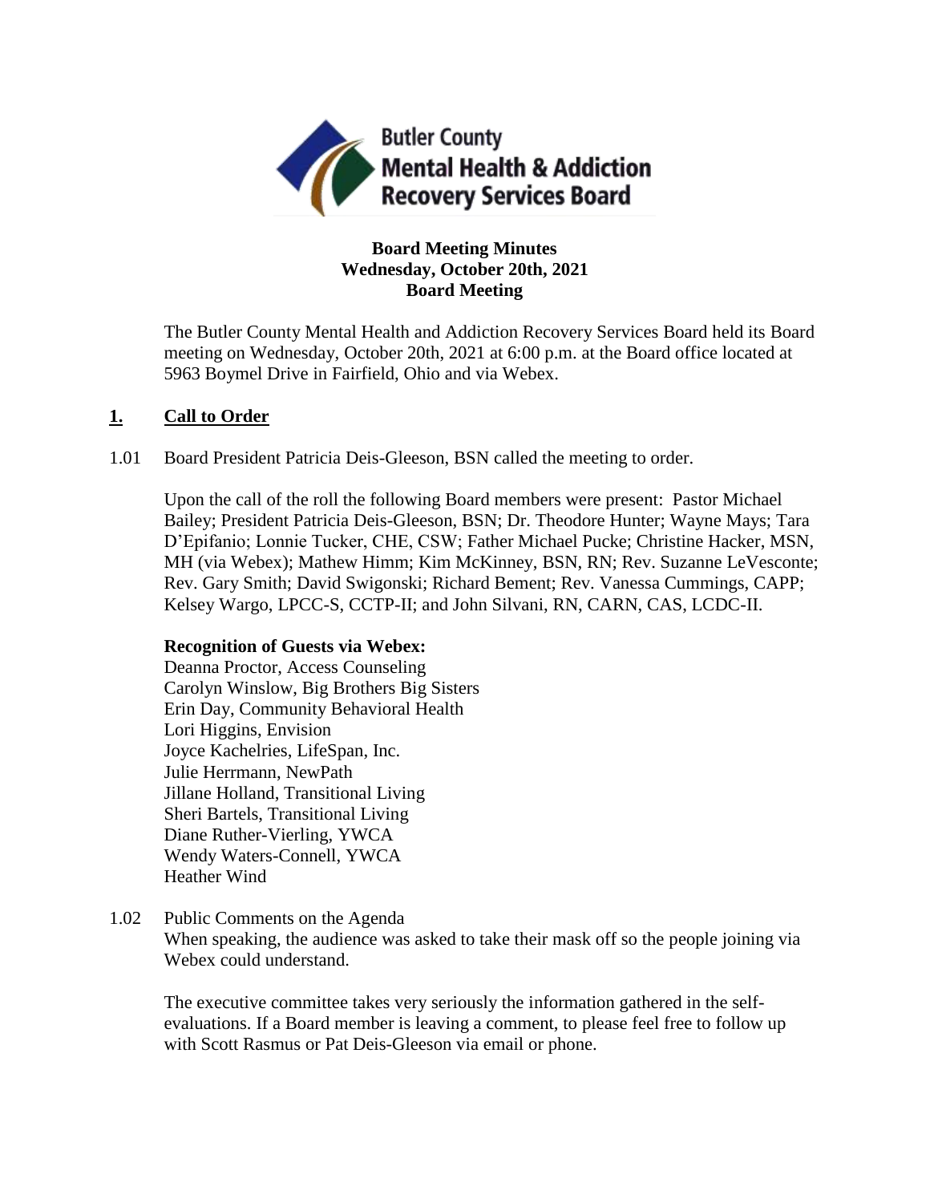Butler County Mental Health & Addiction Recovery Services Board

**Board Meeting Minutes**
**Wednesday, October 20th, 2021**
**Board Meeting**

The Butler County Mental Health and Addiction Recovery Services Board held its Board meeting on Wednesday, October 20th, 2021 at 6:00 p.m. at the Board office located at 5963 Boymel Drive in Fairfield, Ohio and via Webex.

## **1. Call to Order**

1.01 Board President Patricia Deis-Gleeson, BSN called the meeting to order.

Upon the call of the roll the following Board members were present: Pastor Michael Bailey; President Patricia Deis-Gleeson, BSN; Dr. Theodore Hunter; Wayne Mays; Tara D'Epifanio; Lonnie Tucker, CHE, CSW; Father Michael Pucke; Christine Hacker, MSN, MH (via Webex); Mathew Himm; Kim McKinney, BSN, RN; Rev. Suzanne LeVesconte; Rev. Gary Smith; David Swigonski; Richard Bement; Rev. Vanessa Cummings, CAPP; Kelsey Wargo, LPCC-S, CCTP-II; and John Silvani, RN, CARN, CAS, LCDC-II.

**Recognition of Guests via Webex:**
Deanna Proctor, Access Counseling
Carolyn Winslow, Big Brothers Big Sisters
Erin Day, Community Behavioral Health
Lori Higgins, Envision
Joyce Kachelries, LifeSpan, Inc.
Julie Herrmann, NewPath
Jillane Holland, Transitional Living
Sheri Bartels, Transitional Living
Diane Ruther-Vierling, YWCA
Wendy Waters-Connell, YWCA
Heather Wind

1.02 Public Comments on the Agenda
When speaking, the audience was asked to take their mask off so the people joining via Webex could understand.

The executive committee takes very seriously the information gathered in the self-evaluations. If a Board member is leaving a comment, to please feel free to follow up with Scott Rasmus or Pat Deis-Gleeson via email or phone.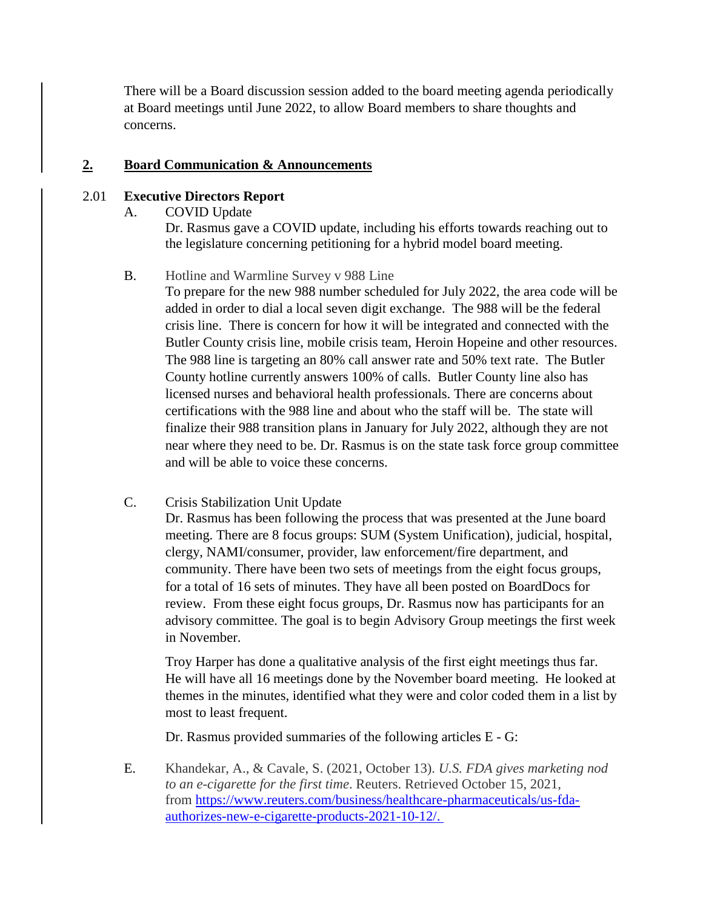There will be a Board discussion session added to the board meeting agenda periodically at Board meetings until June 2022, to allow Board members to share thoughts and concerns.

## 2. Board Communication & Announcements

### 2.01 Executive Directors Report

A. COVID Update

Dr. Rasmus gave a COVID update, including his efforts towards reaching out to the legislature concerning petitioning for a hybrid model board meeting.

B. Hotline and Warmline Survey v 988 Line

To prepare for the new 988 number scheduled for July 2022, the area code will be added in order to dial a local seven digit exchange. The 988 will be the federal crisis line. There is concern for how it will be integrated and connected with the Butler County crisis line, mobile crisis team, Heroin Hopeine and other resources. The 988 line is targeting an 80% call answer rate and 50% text rate. The Butler County hotline currently answers 100% of calls. Butler County line also has licensed nurses and behavioral health professionals. There are concerns about certifications with the 988 line and about who the staff will be. The state will finalize their 988 transition plans in January for July 2022, although they are not near where they need to be. Dr. Rasmus is on the state task force group committee and will be able to voice these concerns.

C. Crisis Stabilization Unit Update

Dr. Rasmus has been following the process that was presented at the June board meeting. There are 8 focus groups: SUM (System Unification), judicial, hospital, clergy, NAMI/consumer, provider, law enforcement/fire department, and community. There have been two sets of meetings from the eight focus groups, for a total of 16 sets of minutes. They have all been posted on BoardDocs for review. From these eight focus groups, Dr. Rasmus now has participants for an advisory committee. The goal is to begin Advisory Group meetings the first week in November.

Troy Harper has done a qualitative analysis of the first eight meetings thus far. He will have all 16 meetings done by the November board meeting. He looked at themes in the minutes, identified what they were and color coded them in a list by most to least frequent.

Dr. Rasmus provided summaries of the following articles E - G:

E. Khandekar, A., & Cavale, S. (2021, October 13). *U.S. FDA gives marketing nod to an e-cigarette for the first time*. Reuters. Retrieved October 15, 2021, from [https://www.reuters.com/business/healthcare-pharmaceuticals/us-fda-authorizes-new-e-cigarette-products-2021-10-12/.](https://www.reuters.com/business/healthcare-pharmaceuticals/us-fda-authorizes-new-e-cigarette-products-2021-10-12/)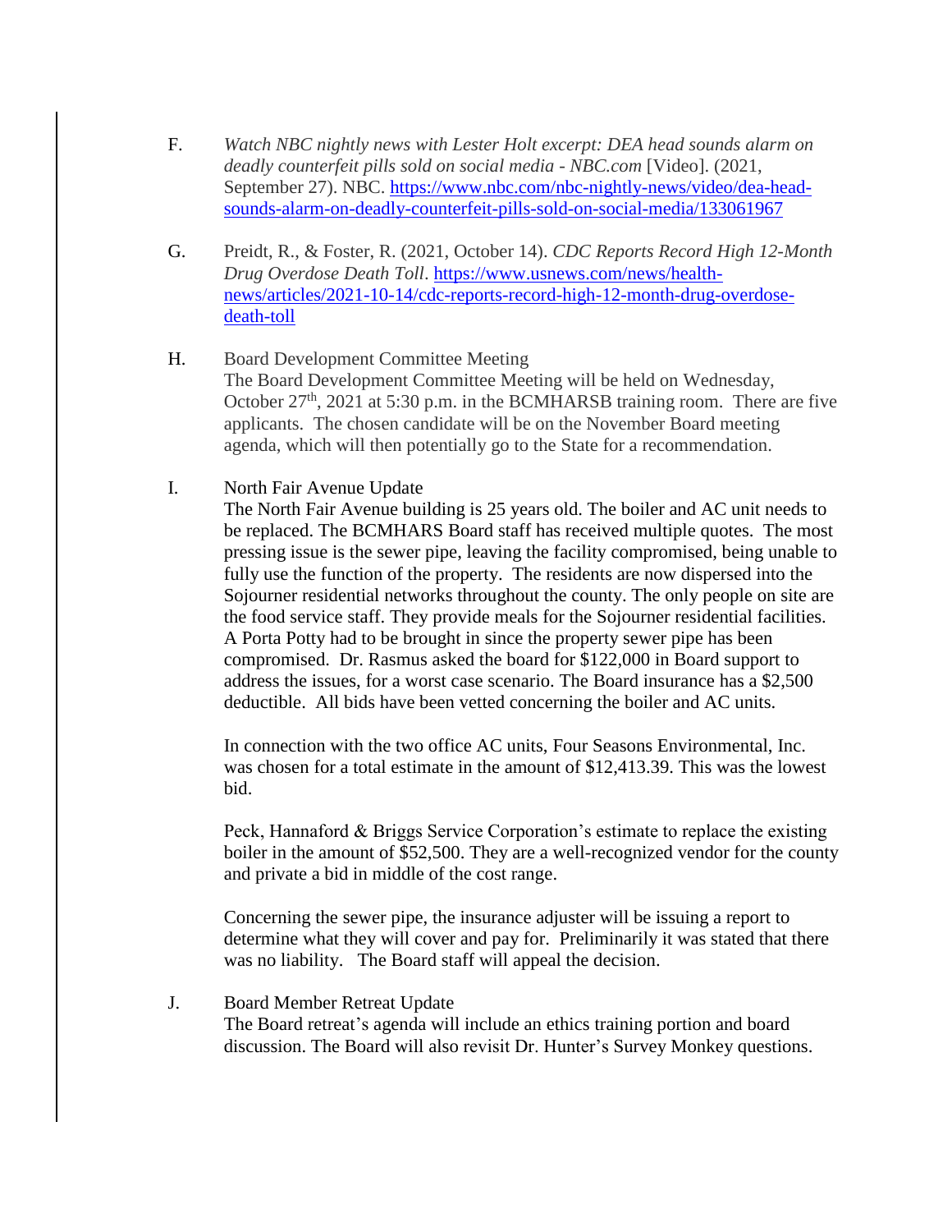F. *Watch NBC nightly news with Lester Holt excerpt: DEA head sounds alarm on deadly counterfeit pills sold on social media - NBC.com* [Video]. (2021, September 27). NBC. https://www.nbc.com/nbc-nightly-news/video/dea-head-sounds-alarm-on-deadly-counterfeit-pills-sold-on-social-media/133061967

G. Preidt, R., & Foster, R. (2021, October 14). *CDC Reports Record High 12-Month Drug Overdose Death Toll*. https://www.usnews.com/news/health-news/articles/2021-10-14/cdc-reports-record-high-12-month-drug-overdose-death-toll

H. Board Development Committee Meeting
The Board Development Committee Meeting will be held on Wednesday, October 27th, 2021 at 5:30 p.m. in the BCMHARSB training room. There are five applicants. The chosen candidate will be on the November Board meeting agenda, which will then potentially go to the State for a recommendation.

I. North Fair Avenue Update
The North Fair Avenue building is 25 years old. The boiler and AC unit needs to be replaced. The BCMHARS Board staff has received multiple quotes. The most pressing issue is the sewer pipe, leaving the facility compromised, being unable to fully use the function of the property. The residents are now dispersed into the Sojourner residential networks throughout the county. The only people on site are the food service staff. They provide meals for the Sojourner residential facilities. A Porta Potty had to be brought in since the property sewer pipe has been compromised. Dr. Rasmus asked the board for $122,000 in Board support to address the issues, for a worst case scenario. The Board insurance has a $2,500 deductible. All bids have been vetted concerning the boiler and AC units.

In connection with the two office AC units, Four Seasons Environmental, Inc. was chosen for a total estimate in the amount of $12,413.39. This was the lowest bid.

Peck, Hannaford & Briggs Service Corporation's estimate to replace the existing boiler in the amount of $52,500. They are a well-recognized vendor for the county and private a bid in middle of the cost range.

Concerning the sewer pipe, the insurance adjuster will be issuing a report to determine what they will cover and pay for. Preliminarily it was stated that there was no liability. The Board staff will appeal the decision.

J. Board Member Retreat Update
The Board retreat's agenda will include an ethics training portion and board discussion. The Board will also revisit Dr. Hunter's Survey Monkey questions.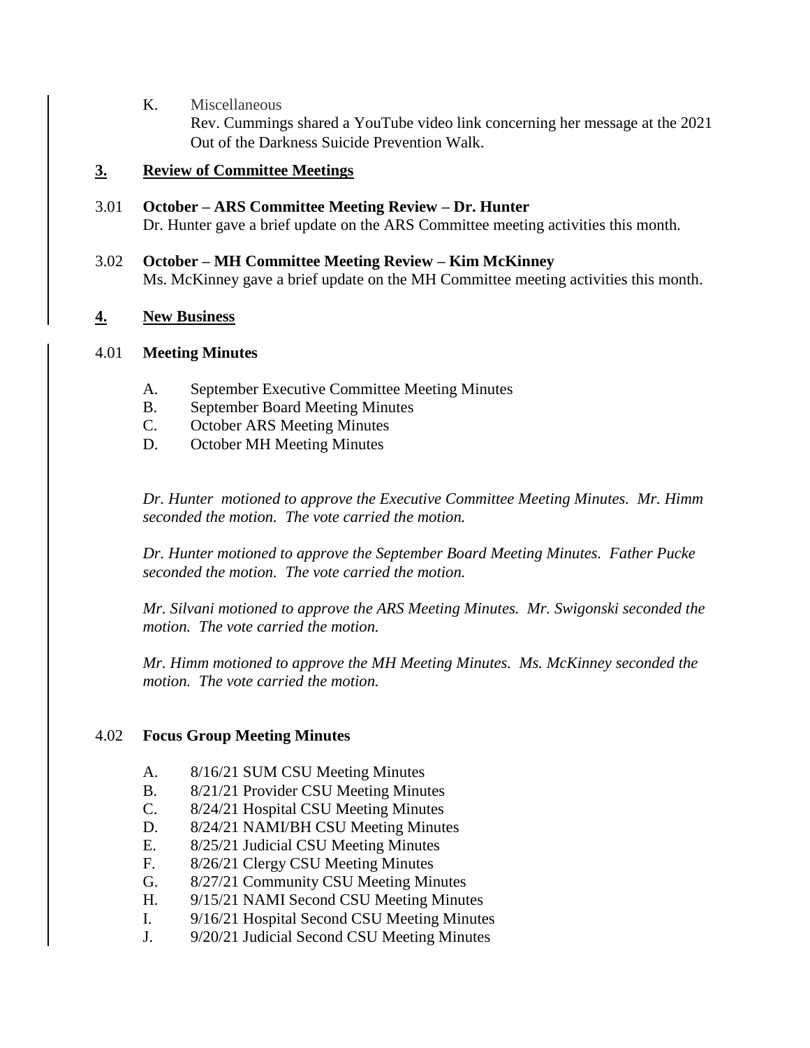K. Miscellaneous

Rev. Cummings shared a YouTube video link concerning her message at the 2021 Out of the Darkness Suicide Prevention Walk.

## 3. Review of Committee Meetings

3.01 **October – ARS Committee Meeting Review – Dr. Hunter**

Dr. Hunter gave a brief update on the ARS Committee meeting activities this month.

3.02 **October – MH Committee Meeting Review – Kim McKinney**

Ms. McKinney gave a brief update on the MH Committee meeting activities this month.

## 4. New Business

4.01 **Meeting Minutes**

A. September Executive Committee Meeting Minutes
B. September Board Meeting Minutes
C. October ARS Meeting Minutes
D. October MH Meeting Minutes

*Dr. Hunter motioned to approve the Executive Committee Meeting Minutes. Mr. Himm seconded the motion. The vote carried the motion.*

*Dr. Hunter motioned to approve the September Board Meeting Minutes. Father Pucke seconded the motion. The vote carried the motion.*

*Mr. Silvani motioned to approve the ARS Meeting Minutes. Mr. Swigonski seconded the motion. The vote carried the motion.*

*Mr. Himm motioned to approve the MH Meeting Minutes. Ms. McKinney seconded the motion. The vote carried the motion.*

4.02 **Focus Group Meeting Minutes**

A. 8/16/21 SUM CSU Meeting Minutes
B. 8/21/21 Provider CSU Meeting Minutes
C. 8/24/21 Hospital CSU Meeting Minutes
D. 8/24/21 NAMI/BH CSU Meeting Minutes
E. 8/25/21 Judicial CSU Meeting Minutes
F. 8/26/21 Clergy CSU Meeting Minutes
G. 8/27/21 Community CSU Meeting Minutes
H. 9/15/21 NAMI Second CSU Meeting Minutes
I. 9/16/21 Hospital Second CSU Meeting Minutes
J. 9/20/21 Judicial Second CSU Meeting Minutes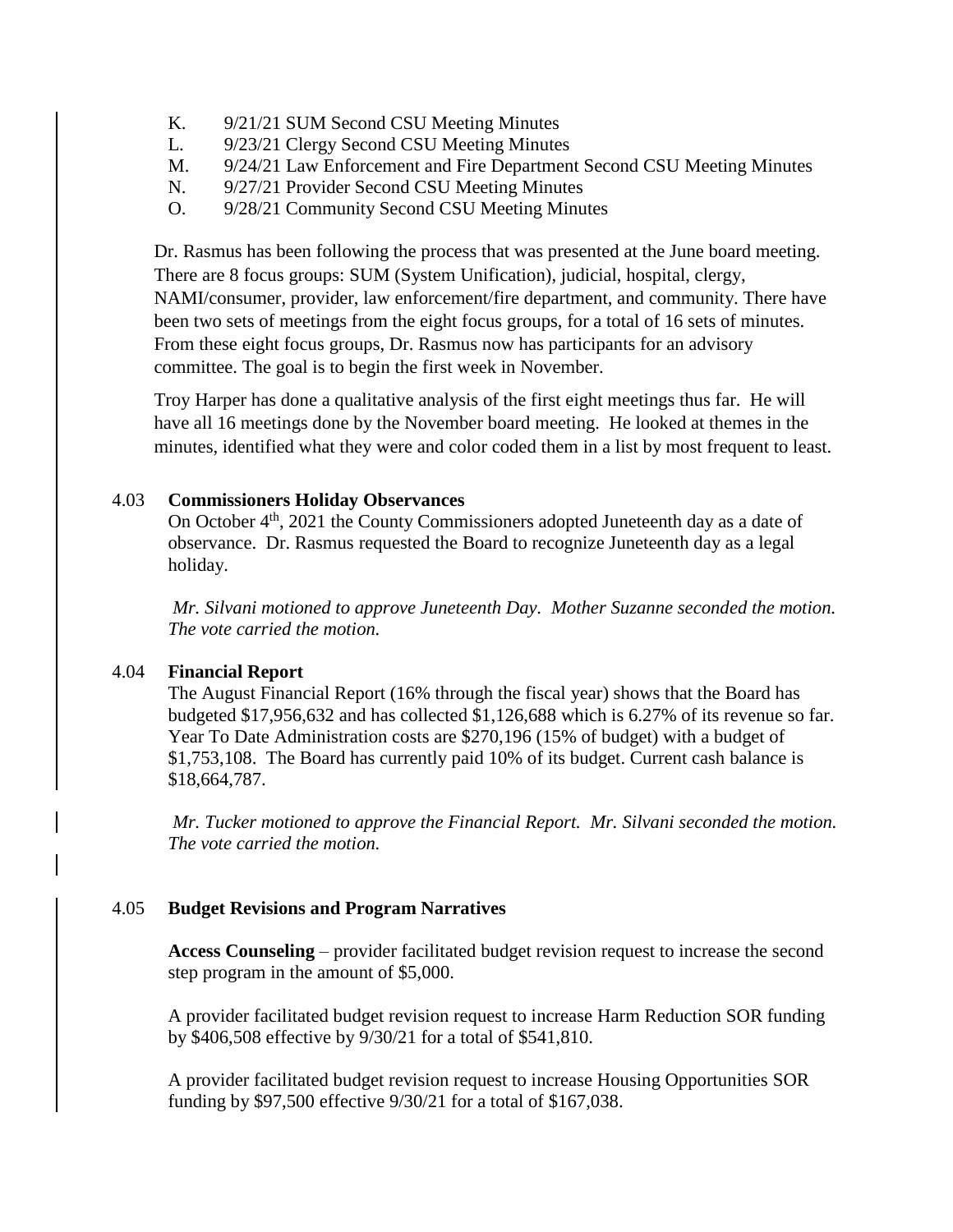K. 9/21/21 SUM Second CSU Meeting Minutes
L. 9/23/21 Clergy Second CSU Meeting Minutes
M. 9/24/21 Law Enforcement and Fire Department Second CSU Meeting Minutes
N. 9/27/21 Provider Second CSU Meeting Minutes
O. 9/28/21 Community Second CSU Meeting Minutes

Dr. Rasmus has been following the process that was presented at the June board meeting. There are 8 focus groups: SUM (System Unification), judicial, hospital, clergy, NAMI/consumer, provider, law enforcement/fire department, and community. There have been two sets of meetings from the eight focus groups, for a total of 16 sets of minutes. From these eight focus groups, Dr. Rasmus now has participants for an advisory committee. The goal is to begin the first week in November.

Troy Harper has done a qualitative analysis of the first eight meetings thus far. He will have all 16 meetings done by the November board meeting. He looked at themes in the minutes, identified what they were and color coded them in a list by most frequent to least.

4.03 **Commissioners Holiday Observances**

On October 4th, 2021 the County Commissioners adopted Juneteenth day as a date of observance. Dr. Rasmus requested the Board to recognize Juneteenth day as a legal holiday.

*Mr. Silvani motioned to approve Juneteenth Day. Mother Suzanne seconded the motion. The vote carried the motion.*

4.04 **Financial Report**

The August Financial Report (16% through the fiscal year) shows that the Board has budgeted $17,956,632 and has collected $1,126,688 which is 6.27% of its revenue so far. Year To Date Administration costs are $270,196 (15% of budget) with a budget of $1,753,108. The Board has currently paid 10% of its budget. Current cash balance is $18,664,787.

*Mr. Tucker motioned to approve the Financial Report. Mr. Silvani seconded the motion. The vote carried the motion.*

4.05 **Budget Revisions and Program Narratives**

**Access Counseling** – provider facilitated budget revision request to increase the second step program in the amount of $5,000.

A provider facilitated budget revision request to increase Harm Reduction SOR funding by $406,508 effective by 9/30/21 for a total of $541,810.

A provider facilitated budget revision request to increase Housing Opportunities SOR funding by $97,500 effective 9/30/21 for a total of $167,038.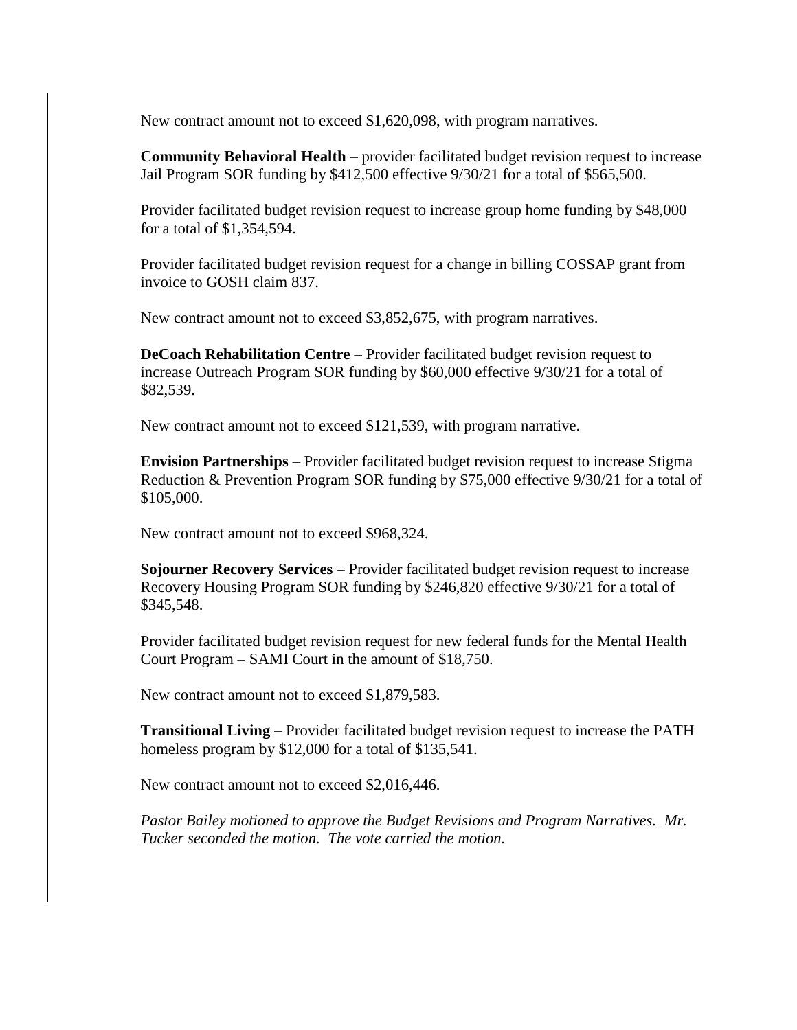New contract amount not to exceed $1,620,098, with program narratives.

**Community Behavioral Health** – provider facilitated budget revision request to increase Jail Program SOR funding by $412,500 effective 9/30/21 for a total of $565,500.

Provider facilitated budget revision request to increase group home funding by $48,000 for a total of $1,354,594.

Provider facilitated budget revision request for a change in billing COSSAP grant from invoice to GOSH claim 837.

New contract amount not to exceed $3,852,675, with program narratives.

**DeCoach Rehabilitation Centre** – Provider facilitated budget revision request to increase Outreach Program SOR funding by $60,000 effective 9/30/21 for a total of $82,539.

New contract amount not to exceed $121,539, with program narrative.

**Envision Partnerships** – Provider facilitated budget revision request to increase Stigma Reduction & Prevention Program SOR funding by $75,000 effective 9/30/21 for a total of $105,000.

New contract amount not to exceed $968,324.

**Sojourner Recovery Services** – Provider facilitated budget revision request to increase Recovery Housing Program SOR funding by $246,820 effective 9/30/21 for a total of $345,548.

Provider facilitated budget revision request for new federal funds for the Mental Health Court Program – SAMI Court in the amount of $18,750.

New contract amount not to exceed $1,879,583.

**Transitional Living** – Provider facilitated budget revision request to increase the PATH homeless program by $12,000 for a total of $135,541.

New contract amount not to exceed $2,016,446.

*Pastor Bailey motioned to approve the Budget Revisions and Program Narratives. Mr. Tucker seconded the motion. The vote carried the motion.*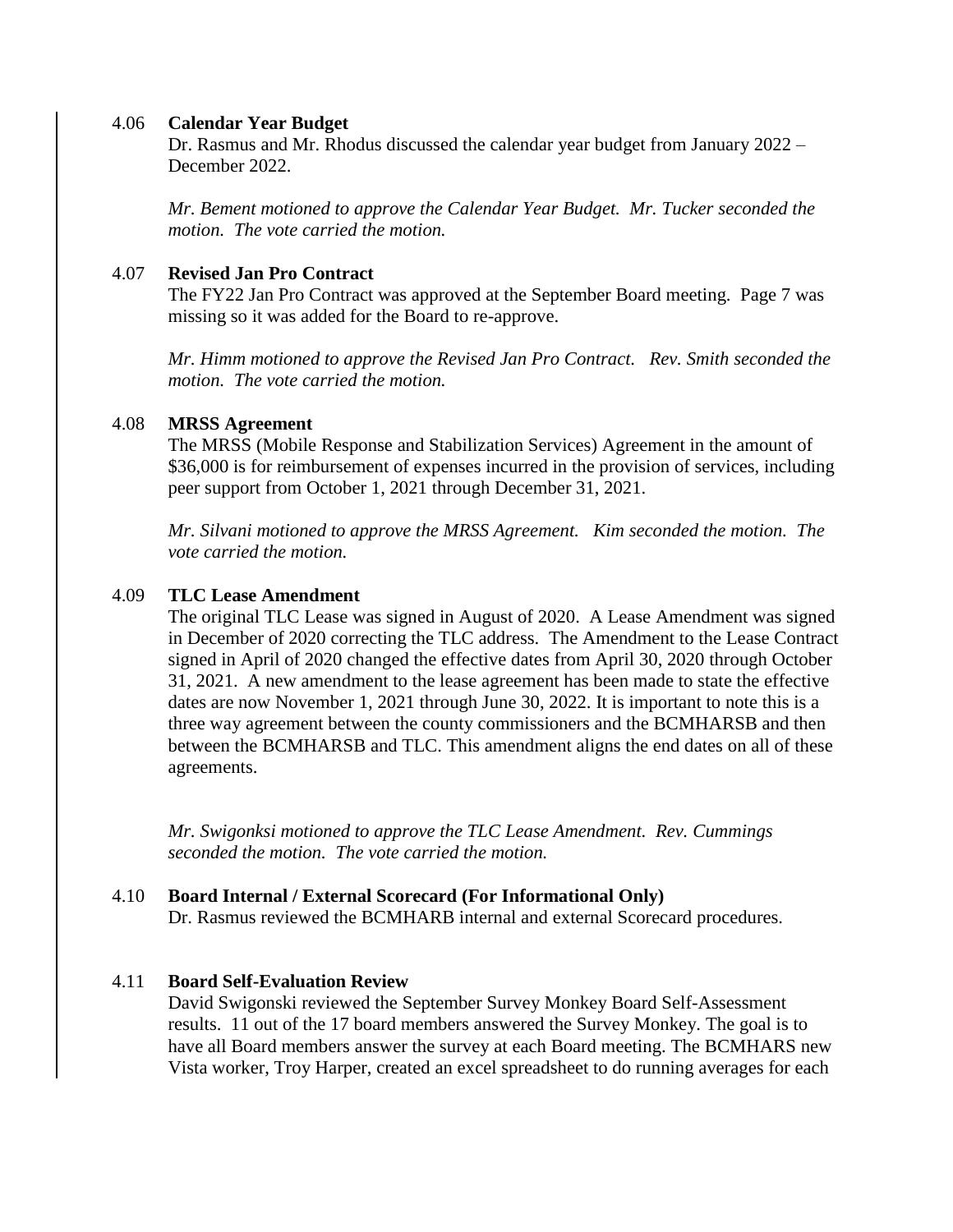4.06 **Calendar Year Budget**

Dr. Rasmus and Mr. Rhodus discussed the calendar year budget from January 2022 – December 2022.

*Mr. Bement motioned to approve the Calendar Year Budget. Mr. Tucker seconded the motion. The vote carried the motion.*

4.07 **Revised Jan Pro Contract**

The FY22 Jan Pro Contract was approved at the September Board meeting. Page 7 was missing so it was added for the Board to re-approve.

*Mr. Himm motioned to approve the Revised Jan Pro Contract. Rev. Smith seconded the motion. The vote carried the motion.*

4.08 **MRSS Agreement**

The MRSS (Mobile Response and Stabilization Services) Agreement in the amount of $36,000 is for reimbursement of expenses incurred in the provision of services, including peer support from October 1, 2021 through December 31, 2021.

*Mr. Silvani motioned to approve the MRSS Agreement. Kim seconded the motion. The vote carried the motion.*

4.09 **TLC Lease Amendment**

The original TLC Lease was signed in August of 2020. A Lease Amendment was signed in December of 2020 correcting the TLC address. The Amendment to the Lease Contract signed in April of 2020 changed the effective dates from April 30, 2020 through October 31, 2021. A new amendment to the lease agreement has been made to state the effective dates are now November 1, 2021 through June 30, 2022. It is important to note this is a three way agreement between the county commissioners and the BCMHARSB and then between the BCMHARSB and TLC. This amendment aligns the end dates on all of these agreements.

*Mr. Swigonksi motioned to approve the TLC Lease Amendment. Rev. Cummings seconded the motion. The vote carried the motion.*

4.10 **Board Internal / External Scorecard (For Informational Only)**

Dr. Rasmus reviewed the BCMHARB internal and external Scorecard procedures.

4.11 **Board Self-Evaluation Review**

David Swigonski reviewed the September Survey Monkey Board Self-Assessment results. 11 out of the 17 board members answered the Survey Monkey. The goal is to have all Board members answer the survey at each Board meeting. The BCMHARS new Vista worker, Troy Harper, created an excel spreadsheet to do running averages for each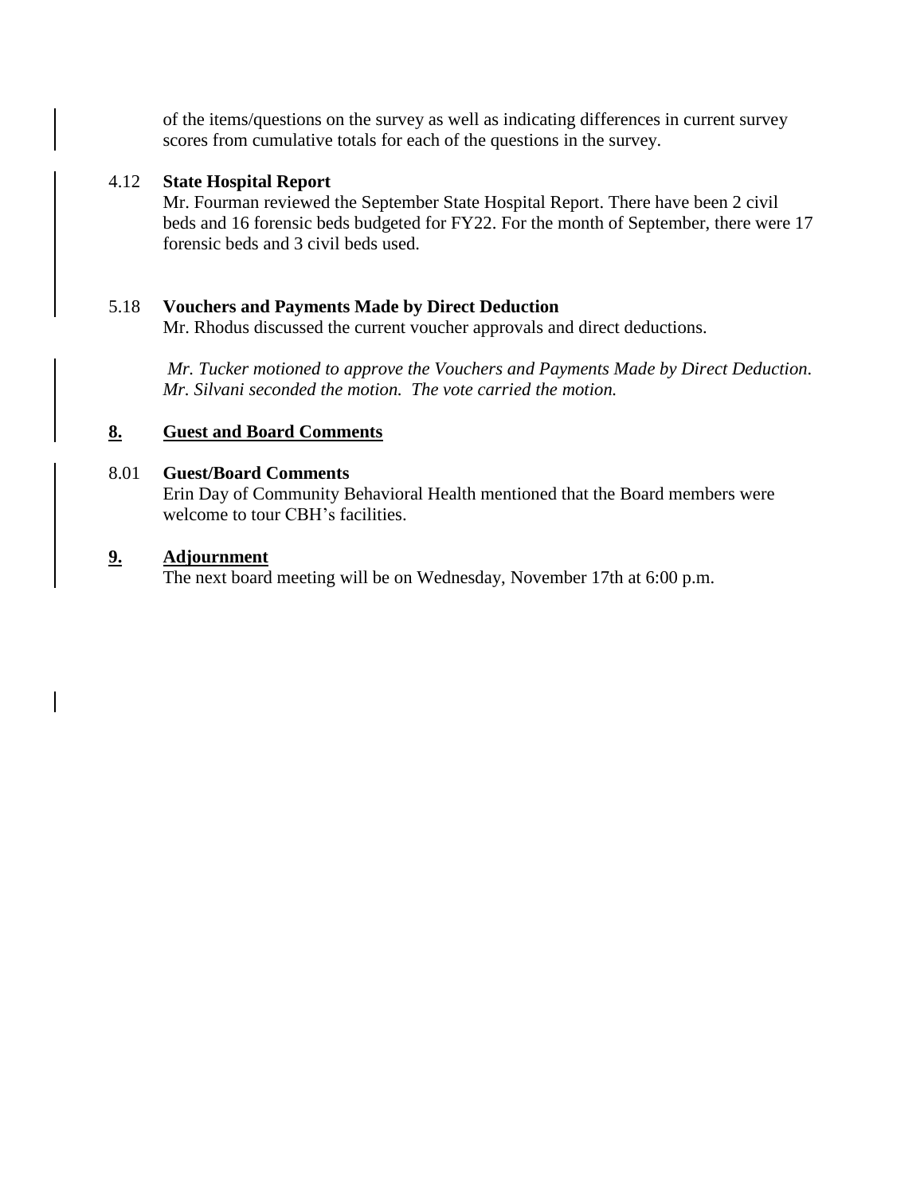of the items/questions on the survey as well as indicating differences in current survey scores from cumulative totals for each of the questions in the survey.

4.12 **State Hospital Report**

Mr. Fourman reviewed the September State Hospital Report. There have been 2 civil beds and 16 forensic beds budgeted for FY22. For the month of September, there were 17 forensic beds and 3 civil beds used.

5.18 **Vouchers and Payments Made by Direct Deduction**

Mr. Rhodus discussed the current voucher approvals and direct deductions.

*Mr. Tucker motioned to approve the Vouchers and Payments Made by Direct Deduction. Mr. Silvani seconded the motion. The vote carried the motion.*

## **8. Guest and Board Comments**

8.01 **Guest/Board Comments**

Erin Day of Community Behavioral Health mentioned that the Board members were welcome to tour CBH's facilities.

## **9. Adjournment**

The next board meeting will be on Wednesday, November 17th at 6:00 p.m.